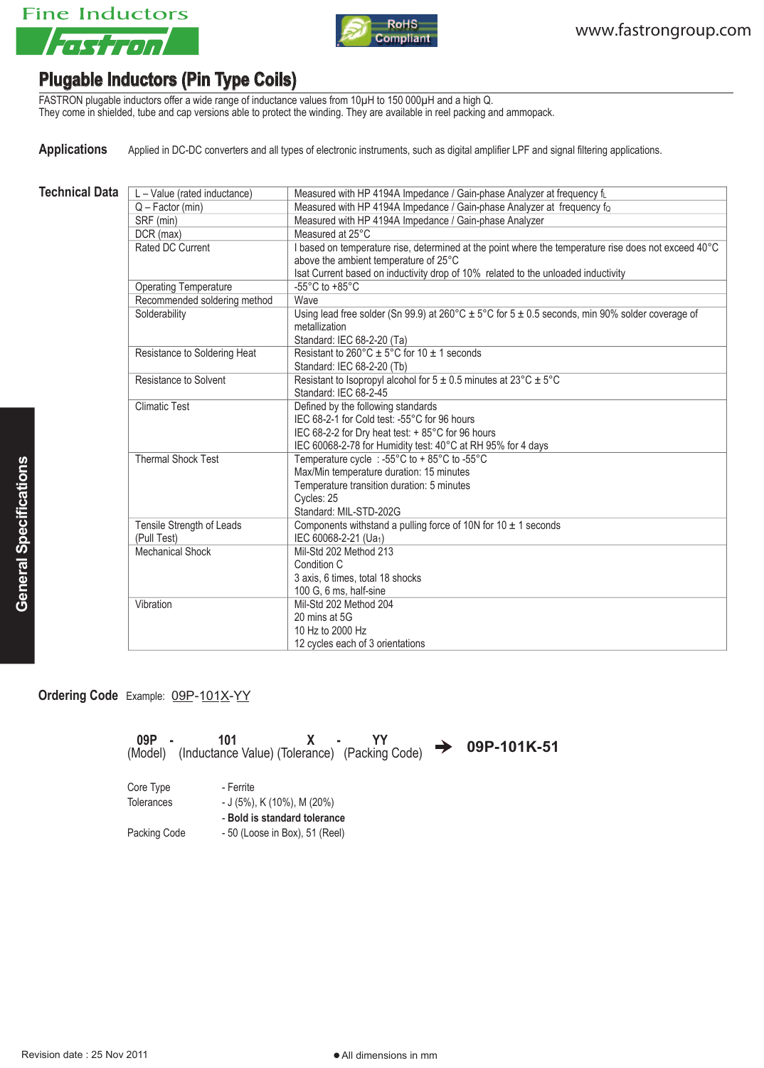Fine Inductors

Fastron

RoHS Compliant

www.fastrongroup.com

# Plugable Inductors (Pin Type Coils)

FASTRON plugable inductors offer a wide range of inductance values from 10µH to 150 000µH and a high Q.
They come in shielded, tube and cap versions able to protect the winding. They are available in reel packing and ammopack.

## Applications

Applied in DC-DC converters and all types of electronic instruments, such as digital amplifier LPF and signal filtering applications.

## Technical Data

| | |
|---|---|
| L – Value (rated inductance) | Measured with HP 4194A Impedance / Gain-phase Analyzer at frequency $f_L$ |
| Q – Factor (min) | Measured with HP 4194A Impedance / Gain-phase Analyzer at frequency $f_Q$ |
| SRF (min) | Measured with HP 4194A Impedance / Gain-phase Analyzer |
| DCR (max) | Measured at 25°C |
| Rated DC Current | I based on temperature rise, determined at the point where the temperature rise does not exceed 40°C above the ambient temperature of 25°C<br>Isat Current based on inductivity drop of 10% related to the unloaded inductivity |
| Operating Temperature | -55°C to +85°C |
| Recommended soldering method | Wave |
| Solderability | Using lead free solder (Sn 99.9) at 260°C ± 5°C for 5 ± 0.5 seconds, min 90% solder coverage of metallization<br>Standard: IEC 68-2-20 (Ta) |
| Resistance to Soldering Heat | Resistant to 260°C ± 5°C for 10 ± 1 seconds<br>Standard: IEC 68-2-20 (Tb) |
| Resistance to Solvent | Resistant to Isopropyl alcohol for 5 ± 0.5 minutes at 23°C ± 5°C<br>Standard: IEC 68-2-45 |
| Climatic Test | Defined by the following standards<br>IEC 68-2-1 for Cold test: -55°C for 96 hours<br>IEC 68-2-2 for Dry heat test: + 85°C for 96 hours<br>IEC 60068-2-78 for Humidity test: 40°C at RH 95% for 4 days |
| Thermal Shock Test | Temperature cycle : -55°C to + 85°C to -55°C<br>Max/Min temperature duration: 15 minutes<br>Temperature transition duration: 5 minutes<br>Cycles: 25<br>Standard: MIL-STD-202G |
| Tensile Strength of Leads (Pull Test) | Components withstand a pulling force of 10N for 10 ± 1 seconds<br>IEC 60068-2-21 ($Ua_1$) |
| Mechanical Shock | Mil-Std 202 Method 213<br>Condition C<br>3 axis, 6 times, total 18 shocks<br>100 G, 6 ms, half-sine |
| Vibration | Mil-Std 202 Method 204<br>20 mins at 5G<br>10 Hz to 2000 Hz<br>12 cycles each of 3 orientations |

## Ordering Code

Example: 09P-101X-YY

**09P** - **101** **X** - **YY** → **09P-101K-51**
(Model) (Inductance Value) (Tolerance) (Packing Code)

| | |
|---|---|
| Core Type | - Ferrite |
| Tolerances | - J (5%), K (10%), M (20%) |
| | - **Bold is standard tolerance** |
| Packing Code | - 50 (Loose in Box), 51 (Reel) |

General Specifications

Revision date : 25 Nov 2011

● All dimensions in mm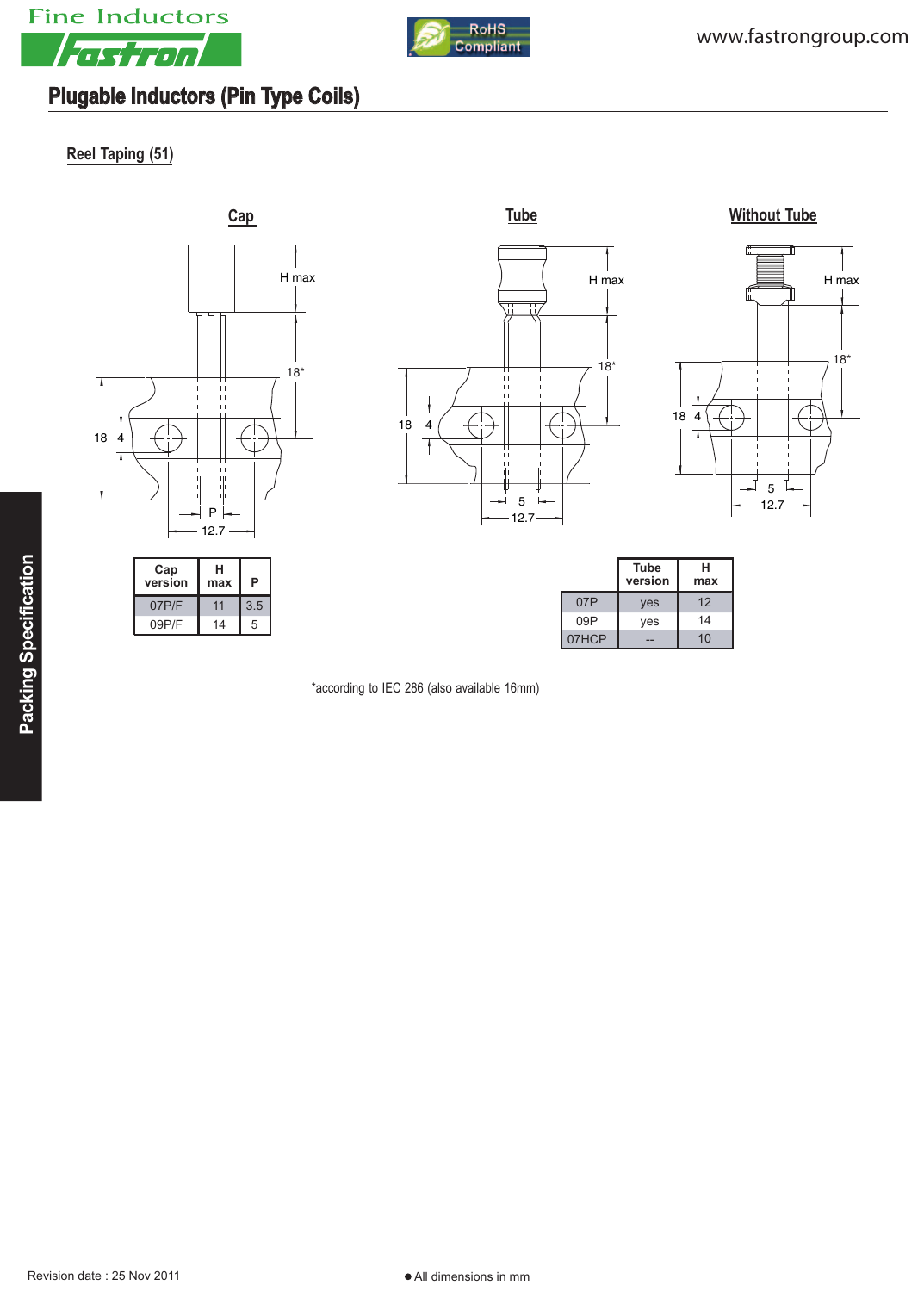## Plugable Inductors (Pin Type Coils)

### Reel Taping (51)

**Cap**

H max
18*
18
4
P
12.7

**Tube**

H max
18*
18
4
5
12.7

**Without Tube**

H max
18*
18
4
5
12.7

| Cap version | H max | P |
|---|---|---|
| 07P/F | 11 | 3.5 |
| 09P/F | 14 | 5 |

| | Tube version | H max |
|---|---|---|
| 07P | yes | 12 |
| 09P | yes | 14 |
| 07HCP | -- | 10 |

*according to IEC 286 (also available 16mm)

Revision date : 25 Nov 2011

● All dimensions in mm